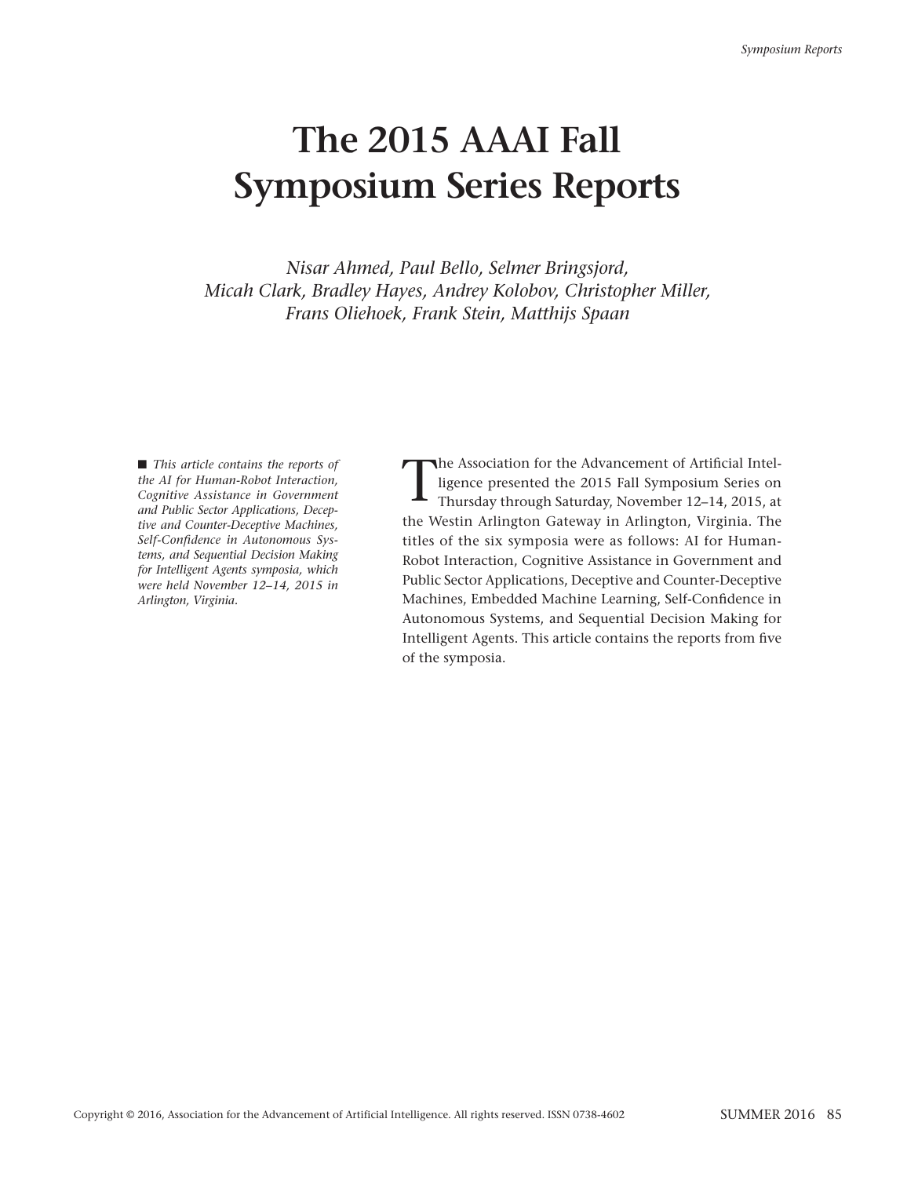# The 2015 AAAI Fall Symposium Series Reports

*Nisar Ahmed, Paul Bello, Selmer Bringsjord, Micah Clark, Bradley Hayes, Andrey Kolobov, Christopher Miller, Frans Oliehoek, Frank Stein, Matthijs Spaan*

■ *This article contains the reports of the AI for Human-Robot Interaction, Cognitive Assistance in Government and Public Sector Applications, Deceptive and Counter-Deceptive Machines, Self-Confidence in Autonomous Systems, and Sequential Decision Making for Intelligent Agents symposia, which were held November 12–14, 2015 in Arlington, Virginia.*

The Association for the Advancement of Artificial Intelligence presented the 2015 Fall Symposium Series on Thursday through Saturday, November 12–14, 2015, at the Westin Arlington Gateway in Arlington, Virginia. The titles of the six symposia were as follows: AI for Human-Robot Interaction, Cognitive Assistance in Government and Public Sector Applications, Deceptive and Counter-Deceptive Machines, Embedded Machine Learning, Self-Confidence in Autonomous Systems, and Sequential Decision Making for Intelligent Agents. This article contains the reports from five of the symposia.

Copyright © 2016, Association for the Advancement of Artificial Intelligence. All rights reserved. ISSN 0738-4602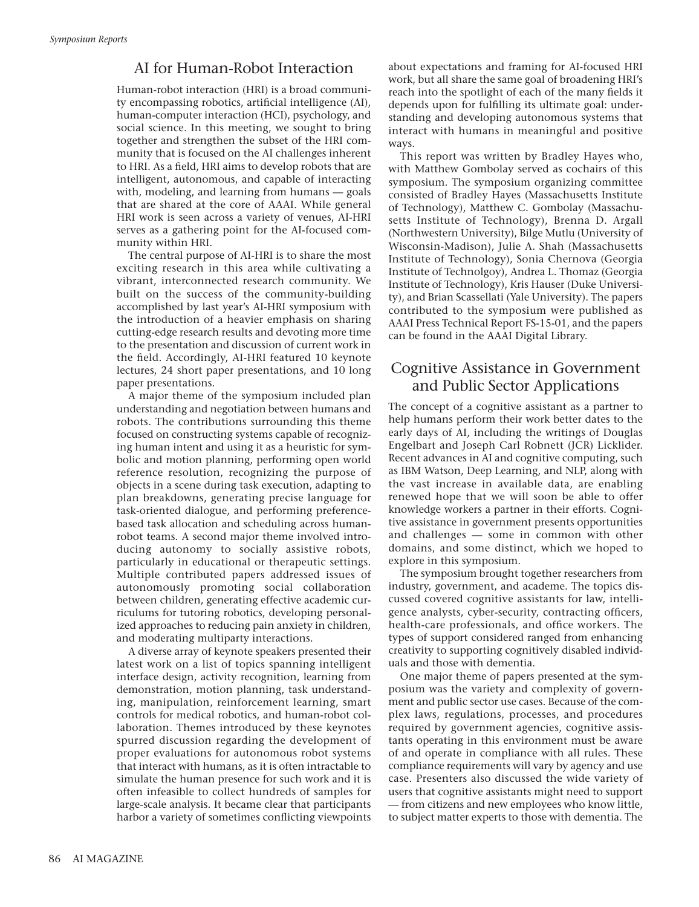## AI for Human-Robot Interaction

Human-robot interaction (HRI) is a broad community encompassing robotics, artificial intelligence (AI), human-computer interaction (HCI), psychology, and social science. In this meeting, we sought to bring together and strengthen the subset of the HRI community that is focused on the AI challenges inherent to HRI. As a field, HRI aims to develop robots that are intelligent, autonomous, and capable of interacting with, modeling, and learning from humans — goals that are shared at the core of AAAI. While general HRI work is seen across a variety of venues, AI-HRI serves as a gathering point for the AI-focused community within HRI.

The central purpose of AI-HRI is to share the most exciting research in this area while cultivating a vibrant, interconnected research community. We built on the success of the community-building accomplished by last year's AI-HRI symposium with the introduction of a heavier emphasis on sharing cutting-edge research results and devoting more time to the presentation and discussion of current work in the field. Accordingly, AI-HRI featured 10 keynote lectures, 24 short paper presentations, and 10 long paper presentations.

A major theme of the symposium included plan understanding and negotiation between humans and robots. The contributions surrounding this theme focused on constructing systems capable of recognizing human intent and using it as a heuristic for symbolic and motion planning, performing open world reference resolution, recognizing the purpose of objects in a scene during task execution, adapting to plan breakdowns, generating precise language for task-oriented dialogue, and performing preference-based task allocation and scheduling across human-robot teams. A second major theme involved introducing autonomy to socially assistive robots, particularly in educational or therapeutic settings. Multiple contributed papers addressed issues of autonomously promoting social collaboration between children, generating effective academic curriculums for tutoring robotics, developing personalized approaches to reducing pain anxiety in children, and moderating multiparty interactions.

A diverse array of keynote speakers presented their latest work on a list of topics spanning intelligent interface design, activity recognition, learning from demonstration, motion planning, task understanding, manipulation, reinforcement learning, smart controls for medical robotics, and human-robot collaboration. Themes introduced by these keynotes spurred discussion regarding the development of proper evaluations for autonomous robot systems that interact with humans, as it is often intractable to simulate the human presence for such work and it is often infeasible to collect hundreds of samples for large-scale analysis. It became clear that participants harbor a variety of sometimes conflicting viewpoints about expectations and framing for AI-focused HRI work, but all share the same goal of broadening HRI's reach into the spotlight of each of the many fields it depends upon for fulfilling its ultimate goal: understanding and developing autonomous systems that interact with humans in meaningful and positive ways.

This report was written by Bradley Hayes who, with Matthew Gombolay served as cochairs of this symposium. The symposium organizing committee consisted of Bradley Hayes (Massachusetts Institute of Technology), Matthew C. Gombolay (Massachusetts Institute of Technology), Brenna D. Argall (Northwestern University), Bilge Mutlu (University of Wisconsin-Madison), Julie A. Shah (Massachusetts Institute of Technology), Sonia Chernova (Georgia Institute of Technolgoy), Andrea L. Thomaz (Georgia Institute of Technology), Kris Hauser (Duke University), and Brian Scassellati (Yale University). The papers contributed to the symposium were published as AAAI Press Technical Report FS-15-01, and the papers can be found in the AAAI Digital Library.

## Cognitive Assistance in Government and Public Sector Applications

The concept of a cognitive assistant as a partner to help humans perform their work better dates to the early days of AI, including the writings of Douglas Engelbart and Joseph Carl Robnett (JCR) Licklider. Recent advances in AI and cognitive computing, such as IBM Watson, Deep Learning, and NLP, along with the vast increase in available data, are enabling renewed hope that we will soon be able to offer knowledge workers a partner in their efforts. Cognitive assistance in government presents opportunities and challenges — some in common with other domains, and some distinct, which we hoped to explore in this symposium.

The symposium brought together researchers from industry, government, and academe. The topics discussed covered cognitive assistants for law, intelligence analysts, cyber-security, contracting officers, health-care professionals, and office workers. The types of support considered ranged from enhancing creativity to supporting cognitively disabled individuals and those with dementia.

One major theme of papers presented at the symposium was the variety and complexity of government and public sector use cases. Because of the complex laws, regulations, processes, and procedures required by government agencies, cognitive assistants operating in this environment must be aware of and operate in compliance with all rules. These compliance requirements will vary by agency and use case. Presenters also discussed the wide variety of users that cognitive assistants might need to support — from citizens and new employees who know little, to subject matter experts to those with dementia. The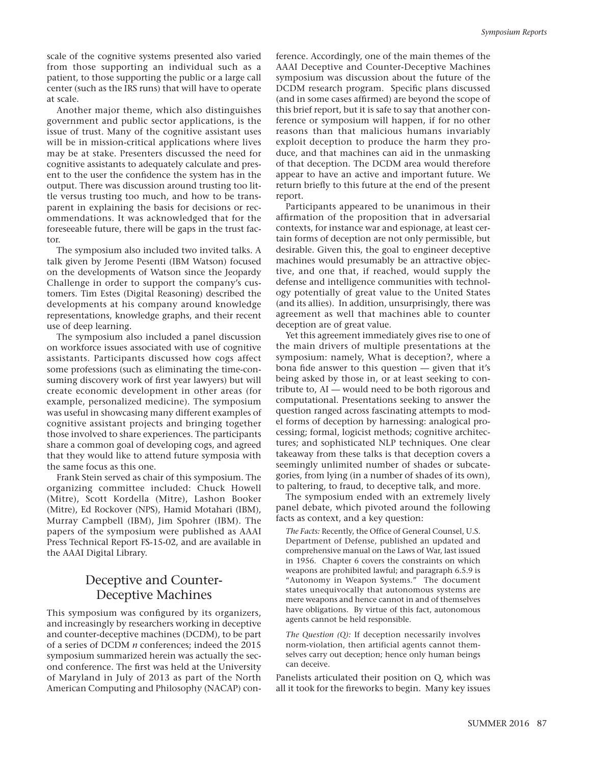scale of the cognitive systems presented also varied from those supporting an individual such as a patient, to those supporting the public or a large call center (such as the IRS runs) that will have to operate at scale.

Another major theme, which also distinguishes government and public sector applications, is the issue of trust. Many of the cognitive assistant uses will be in mission-critical applications where lives may be at stake. Presenters discussed the need for cognitive assistants to adequately calculate and present to the user the confidence the system has in the output. There was discussion around trusting too little versus trusting too much, and how to be transparent in explaining the basis for decisions or recommendations. It was acknowledged that for the foreseeable future, there will be gaps in the trust factor.

The symposium also included two invited talks. A talk given by Jerome Pesenti (IBM Watson) focused on the developments of Watson since the Jeopardy Challenge in order to support the company's customers. Tim Estes (Digital Reasoning) described the developments at his company around knowledge representations, knowledge graphs, and their recent use of deep learning.

The symposium also included a panel discussion on workforce issues associated with use of cognitive assistants. Participants discussed how cogs affect some professions (such as eliminating the time-consuming discovery work of first year lawyers) but will create economic development in other areas (for example, personalized medicine). The symposium was useful in showcasing many different examples of cognitive assistant projects and bringing together those involved to share experiences. The participants share a common goal of developing cogs, and agreed that they would like to attend future symposia with the same focus as this one.

Frank Stein served as chair of this symposium. The organizing committee included: Chuck Howell (Mitre), Scott Kordella (Mitre), Lashon Booker (Mitre), Ed Rockover (NPS), Hamid Motahari (IBM), Murray Campbell (IBM), Jim Spohrer (IBM). The papers of the symposium were published as AAAI Press Technical Report FS-15-02, and are available in the AAAI Digital Library.

## Deceptive and Counter-Deceptive Machines

This symposium was configured by its organizers, and increasingly by researchers working in deceptive and counter-deceptive machines (DCDM), to be part of a series of DCDM *n* conferences; indeed the 2015 symposium summarized herein was actually the second conference. The first was held at the University of Maryland in July of 2013 as part of the North American Computing and Philosophy (NACAP) conference. Accordingly, one of the main themes of the AAAI Deceptive and Counter-Deceptive Machines symposium was discussion about the future of the DCDM research program. Specific plans discussed (and in some cases affirmed) are beyond the scope of this brief report, but it is safe to say that another conference or symposium will happen, if for no other reasons than that malicious humans invariably exploit deception to produce the harm they produce, and that machines can aid in the unmasking of that deception. The DCDM area would therefore appear to have an active and important future. We return briefly to this future at the end of the present report.

Participants appeared to be unanimous in their affirmation of the proposition that in adversarial contexts, for instance war and espionage, at least certain forms of deception are not only permissible, but desirable. Given this, the goal to engineer deceptive machines would presumably be an attractive objective, and one that, if reached, would supply the defense and intelligence communities with technology potentially of great value to the United States (and its allies). In addition, unsurprisingly, there was agreement as well that machines able to counter deception are of great value.

Yet this agreement immediately gives rise to one of the main drivers of multiple presentations at the symposium: namely, What is deception?, where a bona fide answer to this question — given that it's being asked by those in, or at least seeking to contribute to, AI — would need to be both rigorous and computational. Presentations seeking to answer the question ranged across fascinating attempts to model forms of deception by harnessing: analogical processing; formal, logicist methods; cognitive architectures; and sophisticated NLP techniques. One clear takeaway from these talks is that deception covers a seemingly unlimited number of shades or subcategories, from lying (in a number of shades of its own), to paltering, to fraud, to deceptive talk, and more.

The symposium ended with an extremely lively panel debate, which pivoted around the following facts as context, and a key question:

> *The Facts:* Recently, the Office of General Counsel, U.S. Department of Defense, published an updated and comprehensive manual on the Laws of War, last issued in 1956. Chapter 6 covers the constraints on which weapons are prohibited lawful; and paragraph 6.5.9 is "Autonomy in Weapon Systems." The document states unequivocally that autonomous systems are mere weapons and hence cannot in and of themselves have obligations. By virtue of this fact, autonomous agents cannot be held responsible.

> *The Question (Q):* If deception necessarily involves norm-violation, then artificial agents cannot themselves carry out deception; hence only human beings can deceive.

Panelists articulated their position on Q, which was all it took for the fireworks to begin. Many key issues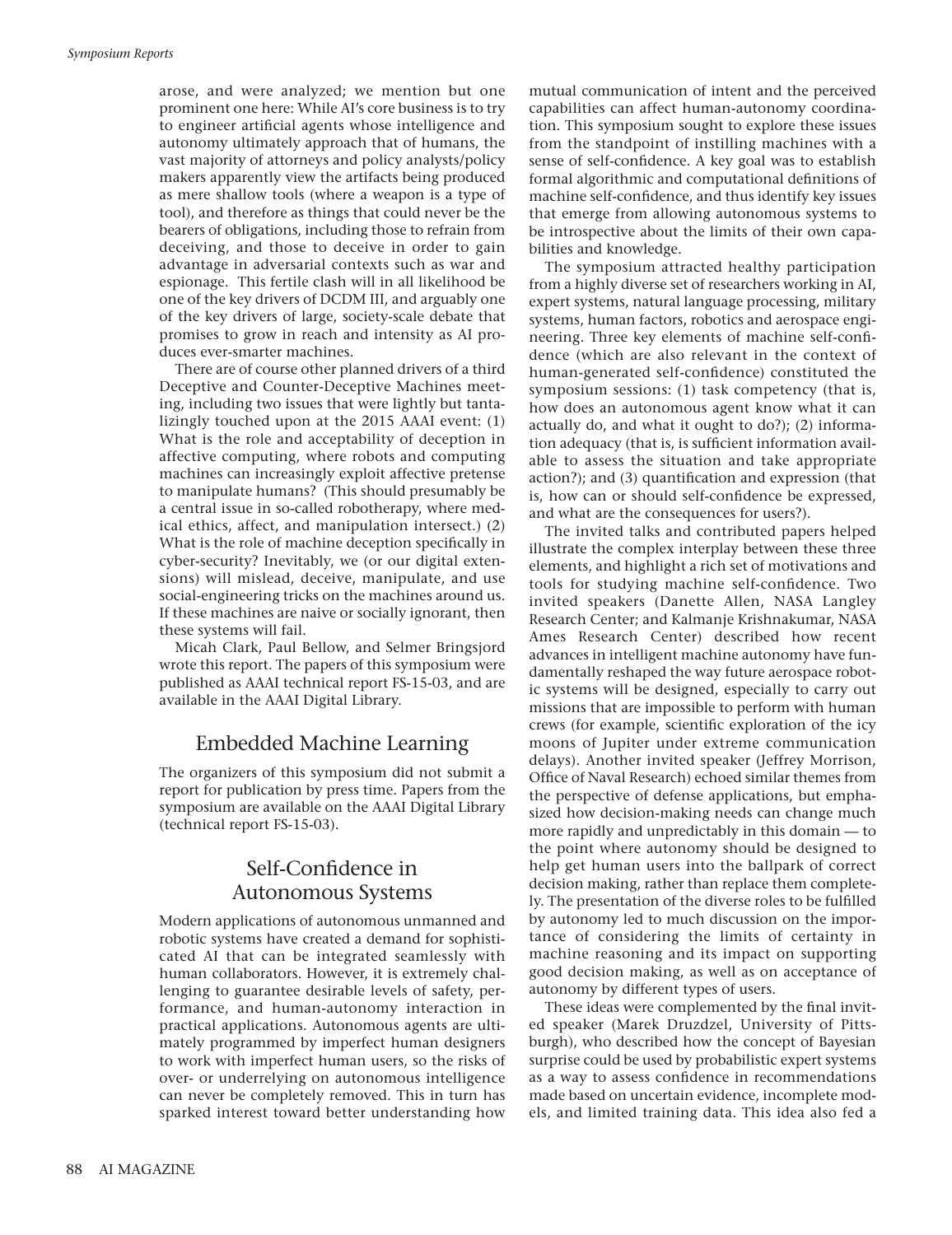arose, and were analyzed; we mention but one prominent one here: While AI's core business is to try to engineer artificial agents whose intelligence and autonomy ultimately approach that of humans, the vast majority of attorneys and policy analysts/policy makers apparently view the artifacts being produced as mere shallow tools (where a weapon is a type of tool), and therefore as things that could never be the bearers of obligations, including those to refrain from deceiving, and those to deceive in order to gain advantage in adversarial contexts such as war and espionage. This fertile clash will in all likelihood be one of the key drivers of DCDM III, and arguably one of the key drivers of large, society-scale debate that promises to grow in reach and intensity as AI produces ever-smarter machines.

There are of course other planned drivers of a third Deceptive and Counter-Deceptive Machines meeting, including two issues that were lightly but tantalizingly touched upon at the 2015 AAAI event: (1) What is the role and acceptability of deception in affective computing, where robots and computing machines can increasingly exploit affective pretense to manipulate humans? (This should presumably be a central issue in so-called robotherapy, where medical ethics, affect, and manipulation intersect.) (2) What is the role of machine deception specifically in cyber-security? Inevitably, we (or our digital extensions) will mislead, deceive, manipulate, and use social-engineering tricks on the machines around us. If these machines are naive or socially ignorant, then these systems will fail.

Micah Clark, Paul Bellow, and Selmer Bringsjord wrote this report. The papers of this symposium were published as AAAI technical report FS-15-03, and are available in the AAAI Digital Library.

## Embedded Machine Learning

The organizers of this symposium did not submit a report for publication by press time. Papers from the symposium are available on the AAAI Digital Library (technical report FS-15-03).

## Self-Confidence in Autonomous Systems

Modern applications of autonomous unmanned and robotic systems have created a demand for sophisticated AI that can be integrated seamlessly with human collaborators. However, it is extremely challenging to guarantee desirable levels of safety, performance, and human-autonomy interaction in practical applications. Autonomous agents are ultimately programmed by imperfect human designers to work with imperfect human users, so the risks of over- or underrelying on autonomous intelligence can never be completely removed. This in turn has sparked interest toward better understanding how mutual communication of intent and the perceived capabilities can affect human-autonomy coordination. This symposium sought to explore these issues from the standpoint of instilling machines with a sense of self-confidence. A key goal was to establish formal algorithmic and computational definitions of machine self-confidence, and thus identify key issues that emerge from allowing autonomous systems to be introspective about the limits of their own capabilities and knowledge.

The symposium attracted healthy participation from a highly diverse set of researchers working in AI, expert systems, natural language processing, military systems, human factors, robotics and aerospace engineering. Three key elements of machine self-confidence (which are also relevant in the context of human-generated self-confidence) constituted the symposium sessions: (1) task competency (that is, how does an autonomous agent know what it can actually do, and what it ought to do?); (2) information adequacy (that is, is sufficient information available to assess the situation and take appropriate action?); and (3) quantification and expression (that is, how can or should self-confidence be expressed, and what are the consequences for users?).

The invited talks and contributed papers helped illustrate the complex interplay between these three elements, and highlight a rich set of motivations and tools for studying machine self-confidence. Two invited speakers (Danette Allen, NASA Langley Research Center; and Kalmanje Krishnakumar, NASA Ames Research Center) described how recent advances in intelligent machine autonomy have fundamentally reshaped the way future aerospace robotic systems will be designed, especially to carry out missions that are impossible to perform with human crews (for example, scientific exploration of the icy moons of Jupiter under extreme communication delays). Another invited speaker (Jeffrey Morrison, Office of Naval Research) echoed similar themes from the perspective of defense applications, but emphasized how decision-making needs can change much more rapidly and unpredictably in this domain — to the point where autonomy should be designed to help get human users into the ballpark of correct decision making, rather than replace them completely. The presentation of the diverse roles to be fulfilled by autonomy led to much discussion on the importance of considering the limits of certainty in machine reasoning and its impact on supporting good decision making, as well as on acceptance of autonomy by different types of users.

These ideas were complemented by the final invited speaker (Marek Druzdzel, University of Pittsburgh), who described how the concept of Bayesian surprise could be used by probabilistic expert systems as a way to assess confidence in recommendations made based on uncertain evidence, incomplete models, and limited training data. This idea also fed a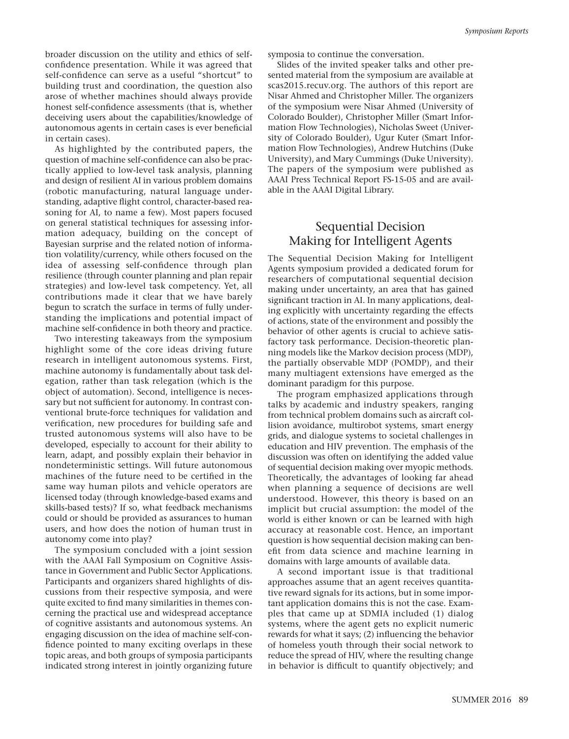broader discussion on the utility and ethics of self-confidence presentation. While it was agreed that self-confidence can serve as a useful "shortcut" to building trust and coordination, the question also arose of whether machines should always provide honest self-confidence assessments (that is, whether deceiving users about the capabilities/knowledge of autonomous agents in certain cases is ever beneficial in certain cases).

As highlighted by the contributed papers, the question of machine self-confidence can also be practically applied to low-level task analysis, planning and design of resilient AI in various problem domains (robotic manufacturing, natural language understanding, adaptive flight control, character-based reasoning for AI, to name a few). Most papers focused on general statistical techniques for assessing information adequacy, building on the concept of Bayesian surprise and the related notion of information volatility/currency, while others focused on the idea of assessing self-confidence through plan resilience (through counter planning and plan repair strategies) and low-level task competency. Yet, all contributions made it clear that we have barely begun to scratch the surface in terms of fully understanding the implications and potential impact of machine self-confidence in both theory and practice.

Two interesting takeaways from the symposium highlight some of the core ideas driving future research in intelligent autonomous systems. First, machine autonomy is fundamentally about task delegation, rather than task relegation (which is the object of automation). Second, intelligence is necessary but not sufficient for autonomy. In contrast conventional brute-force techniques for validation and verification, new procedures for building safe and trusted autonomous systems will also have to be developed, especially to account for their ability to learn, adapt, and possibly explain their behavior in nondeterministic settings. Will future autonomous machines of the future need to be certified in the same way human pilots and vehicle operators are licensed today (through knowledge-based exams and skills-based tests)? If so, what feedback mechanisms could or should be provided as assurances to human users, and how does the notion of human trust in autonomy come into play?

The symposium concluded with a joint session with the AAAI Fall Symposium on Cognitive Assistance in Government and Public Sector Applications. Participants and organizers shared highlights of discussions from their respective symposia, and were quite excited to find many similarities in themes concerning the practical use and widespread acceptance of cognitive assistants and autonomous systems. An engaging discussion on the idea of machine self-confidence pointed to many exciting overlaps in these topic areas, and both groups of symposia participants indicated strong interest in jointly organizing future symposia to continue the conversation.

Slides of the invited speaker talks and other presented material from the symposium are available at scas2015.recuv.org. The authors of this report are Nisar Ahmed and Christopher Miller. The organizers of the symposium were Nisar Ahmed (University of Colorado Boulder), Christopher Miller (Smart Information Flow Technologies), Nicholas Sweet (University of Colorado Boulder), Ugur Kuter (Smart Information Flow Technologies), Andrew Hutchins (Duke University), and Mary Cummings (Duke University). The papers of the symposium were published as AAAI Press Technical Report FS-15-05 and are available in the AAAI Digital Library.

## Sequential Decision Making for Intelligent Agents

The Sequential Decision Making for Intelligent Agents symposium provided a dedicated forum for researchers of computational sequential decision making under uncertainty, an area that has gained significant traction in AI. In many applications, dealing explicitly with uncertainty regarding the effects of actions, state of the environment and possibly the behavior of other agents is crucial to achieve satisfactory task performance. Decision-theoretic planning models like the Markov decision process (MDP), the partially observable MDP (POMDP), and their many multiagent extensions have emerged as the dominant paradigm for this purpose.

The program emphasized applications through talks by academic and industry speakers, ranging from technical problem domains such as aircraft collision avoidance, multirobot systems, smart energy grids, and dialogue systems to societal challenges in education and HIV prevention. The emphasis of the discussion was often on identifying the added value of sequential decision making over myopic methods. Theoretically, the advantages of looking far ahead when planning a sequence of decisions are well understood. However, this theory is based on an implicit but crucial assumption: the model of the world is either known or can be learned with high accuracy at reasonable cost. Hence, an important question is how sequential decision making can benefit from data science and machine learning in domains with large amounts of available data.

A second important issue is that traditional approaches assume that an agent receives quantitative reward signals for its actions, but in some important application domains this is not the case. Examples that came up at SDMIA included (1) dialog systems, where the agent gets no explicit numeric rewards for what it says; (2) influencing the behavior of homeless youth through their social network to reduce the spread of HIV, where the resulting change in behavior is difficult to quantify objectively; and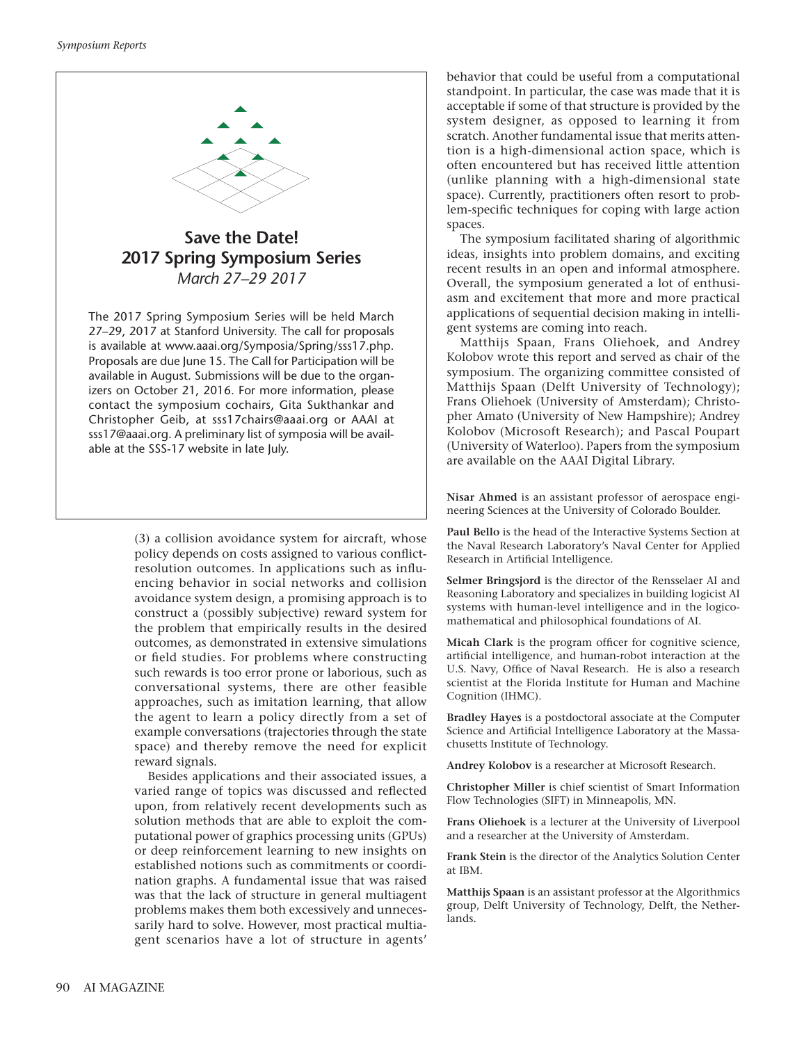## Save the Date!
## 2017 Spring Symposium Series
*March 27–29 2017*

The 2017 Spring Symposium Series will be held March 27–29, 2017 at Stanford University. The call for proposals is available at www.aaai.org/Symposia/Spring/sss17.php. Proposals are due June 15. The Call for Participation will be available in August. Submissions will be due to the organizers on October 21, 2016. For more information, please contact the symposium cochairs, Gita Sukthankar and Christopher Geib, at sss17chairs@aaai.org or AAAI at sss17@aaai.org. A preliminary list of symposia will be available at the SSS-17 website in late July.

(3) a collision avoidance system for aircraft, whose policy depends on costs assigned to various conflict-resolution outcomes. In applications such as influencing behavior in social networks and collision avoidance system design, a promising approach is to construct a (possibly subjective) reward system for the problem that empirically results in the desired outcomes, as demonstrated in extensive simulations or field studies. For problems where constructing such rewards is too error prone or laborious, such as conversational systems, there are other feasible approaches, such as imitation learning, that allow the agent to learn a policy directly from a set of example conversations (trajectories through the state space) and thereby remove the need for explicit reward signals.

Besides applications and their associated issues, a varied range of topics was discussed and reflected upon, from relatively recent developments such as solution methods that are able to exploit the computational power of graphics processing units (GPUs) or deep reinforcement learning to new insights on established notions such as commitments or coordination graphs. A fundamental issue that was raised was that the lack of structure in general multiagent problems makes them both excessively and unnecessarily hard to solve. However, most practical multiagent scenarios have a lot of structure in agents' behavior that could be useful from a computational standpoint. In particular, the case was made that it is acceptable if some of that structure is provided by the system designer, as opposed to learning it from scratch. Another fundamental issue that merits attention is a high-dimensional action space, which is often encountered but has received little attention (unlike planning with a high-dimensional state space). Currently, practitioners often resort to problem-specific techniques for coping with large action spaces.

The symposium facilitated sharing of algorithmic ideas, insights into problem domains, and exciting recent results in an open and informal atmosphere. Overall, the symposium generated a lot of enthusiasm and excitement that more and more practical applications of sequential decision making in intelligent systems are coming into reach.

Matthijs Spaan, Frans Oliehoek, and Andrey Kolobov wrote this report and served as chair of the symposium. The organizing committee consisted of Matthijs Spaan (Delft University of Technology); Frans Oliehoek (University of Amsterdam); Christopher Amato (University of New Hampshire); Andrey Kolobov (Microsoft Research); and Pascal Poupart (University of Waterloo). Papers from the symposium are available on the AAAI Digital Library.

**Nisar Ahmed** is an assistant professor of aerospace engineering Sciences at the University of Colorado Boulder.

**Paul Bello** is the head of the Interactive Systems Section at the Naval Research Laboratory's Naval Center for Applied Research in Artificial Intelligence.

**Selmer Bringsjord** is the director of the Rensselaer AI and Reasoning Laboratory and specializes in building logicist AI systems with human-level intelligence and in the logicomathematical and philosophical foundations of AI.

**Micah Clark** is the program officer for cognitive science, artificial intelligence, and human-robot interaction at the U.S. Navy, Office of Naval Research. He is also a research scientist at the Florida Institute for Human and Machine Cognition (IHMC).

**Bradley Hayes** is a postdoctoral associate at the Computer Science and Artificial Intelligence Laboratory at the Massachusetts Institute of Technology.

**Andrey Kolobov** is a researcher at Microsoft Research.

**Christopher Miller** is chief scientist of Smart Information Flow Technologies (SIFT) in Minneapolis, MN.

**Frans Oliehoek** is a lecturer at the University of Liverpool and a researcher at the University of Amsterdam.

**Frank Stein** is the director of the Analytics Solution Center at IBM.

**Matthijs Spaan** is an assistant professor at the Algorithmics group, Delft University of Technology, Delft, the Netherlands.